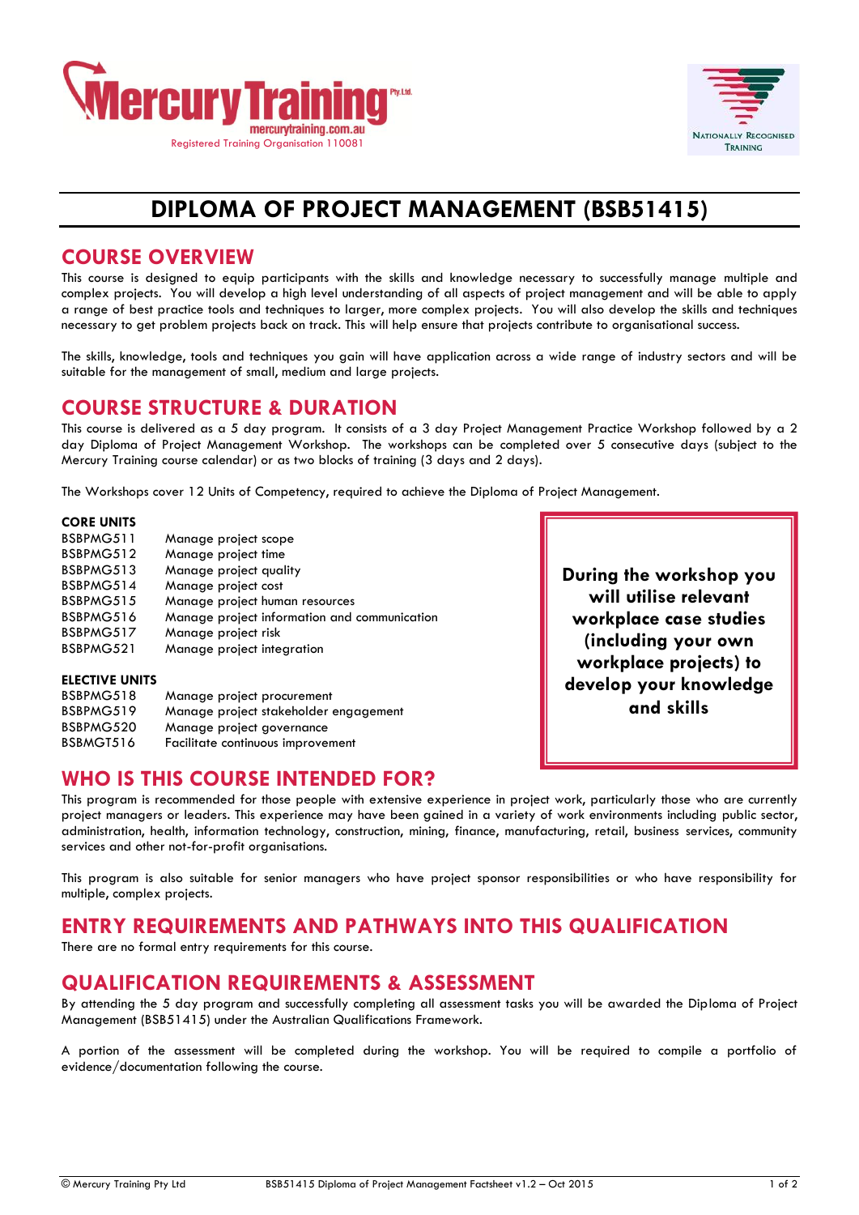Mercury Training Pty Ltd
mercurytraining.com.au
Registered Training Organisation 110081

NATIONALLY RECOGNISED TRAINING

# DIPLOMA OF PROJECT MANAGEMENT (BSB51415)

## COURSE OVERVIEW

This course is designed to equip participants with the skills and knowledge necessary to successfully manage multiple and complex projects. You will develop a high level understanding of all aspects of project management and will be able to apply a range of best practice tools and techniques to larger, more complex projects. You will also develop the skills and techniques necessary to get problem projects back on track. This will help ensure that projects contribute to organisational success.

The skills, knowledge, tools and techniques you gain will have application across a wide range of industry sectors and will be suitable for the management of small, medium and large projects.

## COURSE STRUCTURE & DURATION

This course is delivered as a 5 day program. It consists of a 3 day Project Management Practice Workshop followed by a 2 day Diploma of Project Management Workshop. The workshops can be completed over 5 consecutive days (subject to the Mercury Training course calendar) or as two blocks of training (3 days and 2 days).

The Workshops cover 12 Units of Competency, required to achieve the Diploma of Project Management.

**CORE UNITS**

| | |
|---|---|
| BSBPMG511 | Manage project scope |
| BSBPMG512 | Manage project time |
| BSBPMG513 | Manage project quality |
| BSBPMG514 | Manage project cost |
| BSBPMG515 | Manage project human resources |
| BSBPMG516 | Manage project information and communication |
| BSBPMG517 | Manage project risk |
| BSBPMG521 | Manage project integration |

**ELECTIVE UNITS**

| | |
|---|---|
| BSBPMG518 | Manage project procurement |
| BSBPMG519 | Manage project stakeholder engagement |
| BSBPMG520 | Manage project governance |
| BSBMGT516 | Facilitate continuous improvement |

**During the workshop you will utilise relevant workplace case studies (including your own workplace projects) to develop your knowledge and skills**

## WHO IS THIS COURSE INTENDED FOR?

This program is recommended for those people with extensive experience in project work, particularly those who are currently project managers or leaders. This experience may have been gained in a variety of work environments including public sector, administration, health, information technology, construction, mining, finance, manufacturing, retail, business services, community services and other not-for-profit organisations.

This program is also suitable for senior managers who have project sponsor responsibilities or who have responsibility for multiple, complex projects.

## ENTRY REQUIREMENTS AND PATHWAYS INTO THIS QUALIFICATION

There are no formal entry requirements for this course.

## QUALIFICATION REQUIREMENTS & ASSESSMENT

By attending the 5 day program and successfully completing all assessment tasks you will be awarded the Diploma of Project Management (BSB51415) under the Australian Qualifications Framework.

A portion of the assessment will be completed during the workshop. You will be required to compile a portfolio of evidence/documentation following the course.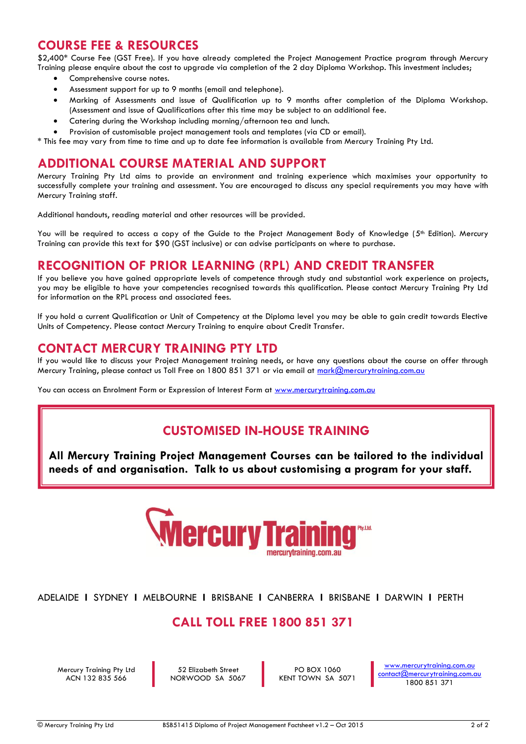## COURSE FEE & RESOURCES

$2,400* Course Fee (GST Free). If you have already completed the Project Management Practice program through Mercury Training please enquire about the cost to upgrade via completion of the 2 day Diploma Workshop. This investment includes;

- Comprehensive course notes.
- Assessment support for up to 9 months (email and telephone).
- Marking of Assessments and issue of Qualification up to 9 months after completion of the Diploma Workshop. (Assessment and issue of Qualifications after this time may be subject to an additional fee.
- Catering during the Workshop including morning/afternoon tea and lunch.
- Provision of customisable project management tools and templates (via CD or email).

* This fee may vary from time to time and up to date fee information is available from Mercury Training Pty Ltd.

## ADDITIONAL COURSE MATERIAL AND SUPPORT

Mercury Training Pty Ltd aims to provide an environment and training experience which maximises your opportunity to successfully complete your training and assessment. You are encouraged to discuss any special requirements you may have with Mercury Training staff.

Additional handouts, reading material and other resources will be provided.

You will be required to access a copy of the Guide to the Project Management Body of Knowledge (5th Edition). Mercury Training can provide this text for $90 (GST inclusive) or can advise participants on where to purchase.

## RECOGNITION OF PRIOR LEARNING (RPL) AND CREDIT TRANSFER

If you believe you have gained appropriate levels of competence through study and substantial work experience on projects, you may be eligible to have your competencies recognised towards this qualification. Please contact Mercury Training Pty Ltd for information on the RPL process and associated fees.

If you hold a current Qualification or Unit of Competency at the Diploma level you may be able to gain credit towards Elective Units of Competency. Please contact Mercury Training to enquire about Credit Transfer.

## CONTACT MERCURY TRAINING PTY LTD

If you would like to discuss your Project Management training needs, or have any questions about the course on offer through Mercury Training, please contact us Toll Free on 1800 851 371 or via email at mark@mercurytraining.com.au

You can access an Enrolment Form or Expression of Interest Form at www.mercurytraining.com.au

## CUSTOMISED IN-HOUSE TRAINING

**All Mercury Training Project Management Courses can be tailored to the individual needs of and organisation. Talk to us about customising a program for your staff.**

Mercury Training Pty.Ltd.
mercurytraining.com.au

ADELAIDE | SYDNEY | MELBOURNE | BRISBANE | CANBERRA | BRISBANE | DARWIN | PERTH

## CALL TOLL FREE 1800 851 371

Mercury Training Pty Ltd
ACN 132 835 566

52 Elizabeth Street
NORWOOD SA 5067

PO BOX 1060
KENT TOWN SA 5071

www.mercurytraining.com.au
contact@mercurytraining.com.au
1800 851 371